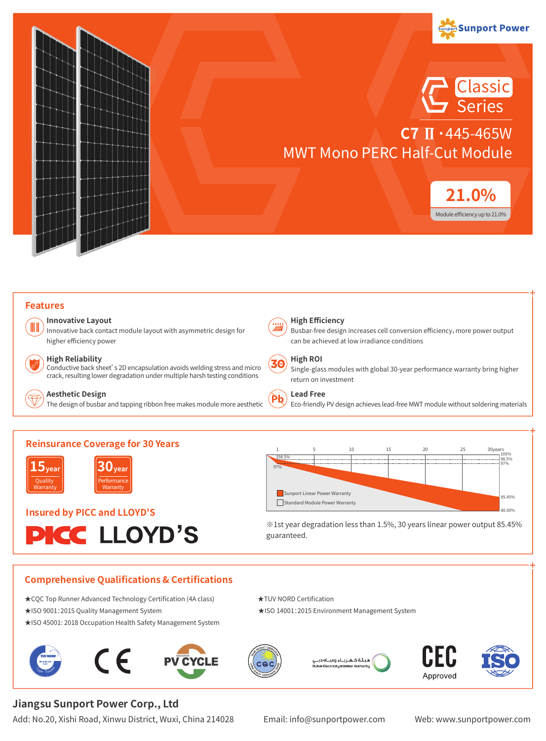Sunport Power

# Classic Series

## C7 Ⅱ · 445-465W
## MWT Mono PERC Half-Cut Module

**21.0%**
Module efficiency up to 21.0%

## Features

**Innovative Layout**
Innovative back contact module layout with asymmetric design for higher efficiency power

**High Efficiency**
Busbar-free design increases cell conversion efficiency, more power output can be achieved at low irradiance conditions

**High Reliability**
Conductive back sheet's 2D encapsulation avoids welding stress and micro crack, resulting lower degradation under multiple harsh testing conditions

**High ROI**
Single-glass modules with global 30-year performance warranty bring higher return on investment

**Aesthetic Design**
The design of busbar and tapping ribbon free makes module more aesthetic

**Lead Free**
Eco-friendly PV design achieves lead-free MWT module without soldering materials

## Reinsurance Coverage for 30 Years

15 year — Quality Warranty

30 year — Performance Warranty

## Insured by PICC and LLOYD'S

PICC LLOYD'S

Chart: 1, 5, 10, 15, 20, 25, 30years; 100%, 98.5%, 97%, 85.45%, 80.00%
- Sunport Linear Power Warranty
- Standard Module Power Warranty

※1st year degradation less than 1.5%, 30 years linear power output 85.45% guaranteed.

## Comprehensive Qualifications & Certifications

★CQC Top Runner Advanced Technology Certification (4A class)

★ISO 9001:2015 Quality Management System

★ISO 45001: 2018 Occupation Health Safety Management System

★TUV NORD Certification

★ISO 14001:2015 Environment Management System

TUV NORD · CE · PV CYCLE · CQC · هيئة كهرباء ومياه دبي Dubai Electricity & Water Authority · CEC Approved · ISO

**Jiangsu Sunport Power Corp., Ltd**

Add: No.20, Xishi Road, Xinwu District, Wuxi, China 214028

Email: info@sunportpower.com

Web: www.sunportpower.com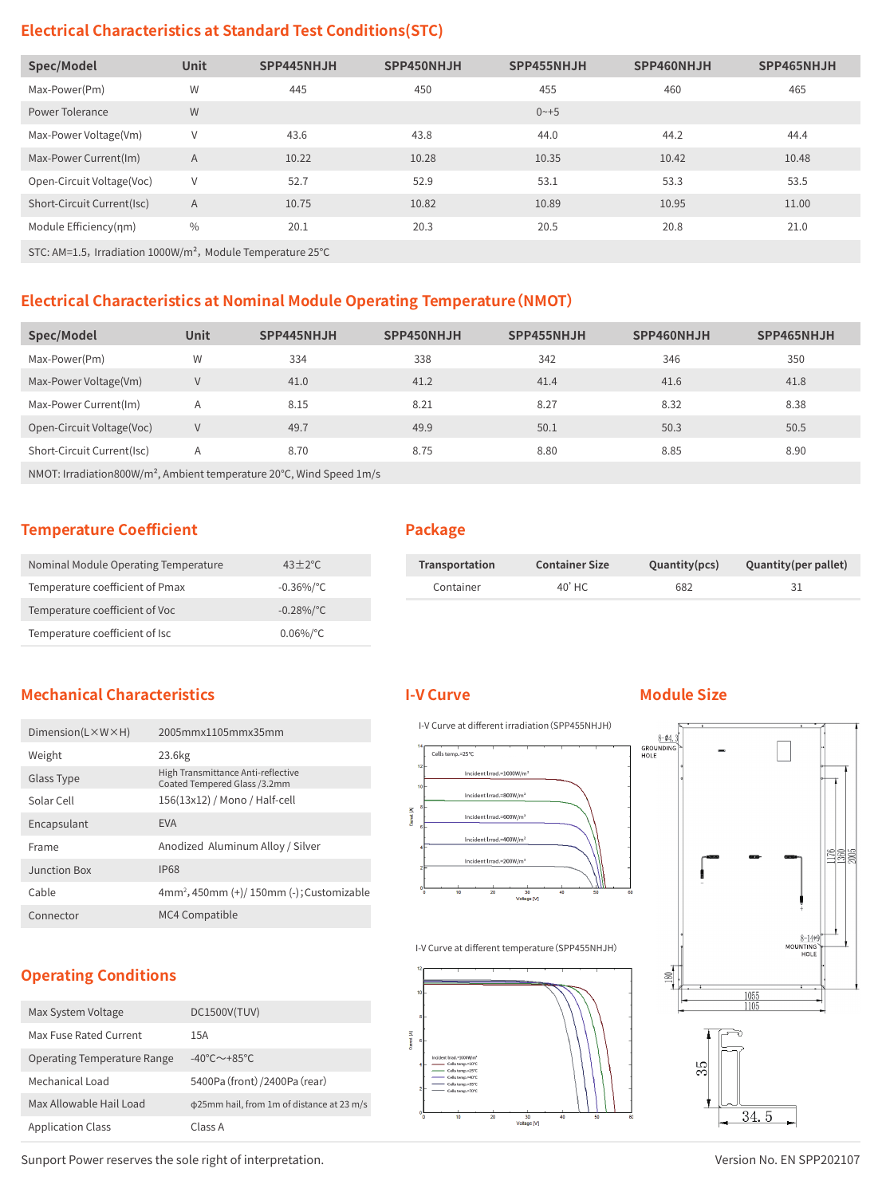## Electrical Characteristics at Standard Test Conditions(STC)

| Spec/Model | Unit | SPP445NHJH | SPP450NHJH | SPP455NHJH | SPP460NHJH | SPP465NHJH |
|---|---|---|---|---|---|---|
| Max-Power(Pm) | W | 445 | 450 | 455 | 460 | 465 |
| Power Tolerance | W | | | 0~+5 | | |
| Max-Power Voltage(Vm) | V | 43.6 | 43.8 | 44.0 | 44.2 | 44.4 |
| Max-Power Current(Im) | A | 10.22 | 10.28 | 10.35 | 10.42 | 10.48 |
| Open-Circuit Voltage(Voc) | V | 52.7 | 52.9 | 53.1 | 53.3 | 53.5 |
| Short-Circuit Current(Isc) | A | 10.75 | 10.82 | 10.89 | 10.95 | 11.00 |
| Module Efficiency(ηm) | % | 20.1 | 20.3 | 20.5 | 20.8 | 21.0 |

STC: AM=1.5, Irradiation 1000W/m², Module Temperature 25°C

## Electrical Characteristics at Nominal Module Operating Temperature(NMOT)

| Spec/Model | Unit | SPP445NHJH | SPP450NHJH | SPP455NHJH | SPP460NHJH | SPP465NHJH |
|---|---|---|---|---|---|---|
| Max-Power(Pm) | W | 334 | 338 | 342 | 346 | 350 |
| Max-Power Voltage(Vm) | V | 41.0 | 41.2 | 41.4 | 41.6 | 41.8 |
| Max-Power Current(Im) | A | 8.15 | 8.21 | 8.27 | 8.32 | 8.38 |
| Open-Circuit Voltage(Voc) | V | 49.7 | 49.9 | 50.1 | 50.3 | 50.5 |
| Short-Circuit Current(Isc) | A | 8.70 | 8.75 | 8.80 | 8.85 | 8.90 |

NMOT: Irradiation800W/m², Ambient temperature 20°C, Wind Speed 1m/s

## Temperature Coefficient

| | |
|---|---|
| Nominal Module Operating Temperature | 43±2°C |
| Temperature coefficient of Pmax | -0.36%/°C |
| Temperature coefficient of Voc | -0.28%/°C |
| Temperature coefficient of Isc | 0.06%/°C |

## Package

| Transportation | Container Size | Quantity(pcs) | Quantity(per pallet) |
|---|---|---|---|
| Container | 40' HC | 682 | 31 |

## Mechanical Characteristics

| | |
|---|---|
| Dimension(L×W×H) | 2005mmx1105mmx35mm |
| Weight | 23.6kg |
| Glass Type | High Transmittance Anti-reflective Coated Tempered Glass /3.2mm |
| Solar Cell | 156(13x12) / Mono / Half-cell |
| Encapsulant | EVA |
| Frame | Anodized Aluminum Alloy / Silver |
| Junction Box | IP68 |
| Cable | 4mm², 450mm (+)/ 150mm (-);Customizable |
| Connector | MC4 Compatible |

## Operating Conditions

| | |
|---|---|
| Max System Voltage | DC1500V(TUV) |
| Max Fuse Rated Current | 15A |
| Operating Temperature Range | -40°C～+85°C |
| Mechanical Load | 5400Pa (front) /2400Pa (rear) |
| Max Allowable Hail Load | φ25mm hail, from 1m of distance at 23 m/s |
| Application Class | Class A |

## I-V Curve

I-V Curve at different irradiation (SPP455NHJH)

Cells temp.=25°C
Incident Irrad.=1000W/m²
Incident Irrad.=800W/m²
Incident Irrad.=600W/m²
Incident Irrad.=400W/m²
Incident Irrad.=200W/m²
Current [A]
Voltage [V]

I-V Curve at different temperature (SPP455NHJH)

Incident Irrad.=1000W/m²
Cells temp.=10°C
Cells temp.=25°C
Cells temp.=40°C
Cells temp.=55°C
Cells temp.=70°C
Current [A]
Voltage [V]

## Module Size

8-Φ4.3 GROUNDING HOLE
8-14×9 MOUNTING HOLE
1176
1360
2005
180
1055
1105
35
34.5

Sunport Power reserves the sole right of interpretation.

Version No. EN SPP202107